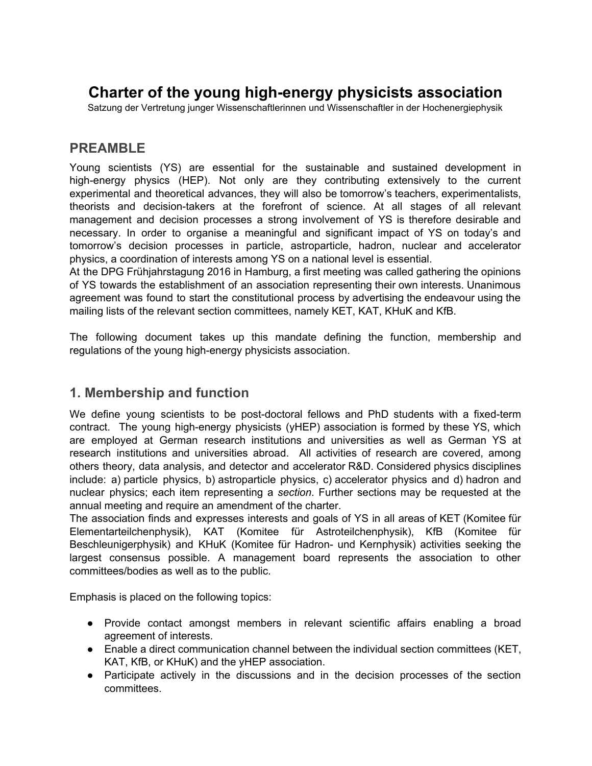# Charter of the young high-energy physicists association

Satzung der Vertretung junger Wissenschaftlerinnen und Wissenschaftler in der Hochenergiephysik

## PREAMBLE

Young scientists (YS) are essential for the sustainable and sustained development in high-energy physics (HEP). Not only are they contributing extensively to the current experimental and theoretical advances, they will also be tomorrow's teachers, experimentalists, theorists and decision-takers at the forefront of science. At all stages of all relevant management and decision processes a strong involvement of YS is therefore desirable and necessary. In order to organise a meaningful and significant impact of YS on today's and tomorrow's decision processes in particle, astroparticle, hadron, nuclear and accelerator physics, a coordination of interests among YS on a national level is essential.

At the DPG Frühjahrstagung 2016 in Hamburg, a first meeting was called gathering the opinions of YS towards the establishment of an association representing their own interests. Unanimous agreement was found to start the constitutional process by advertising the endeavour using the mailing lists of the relevant section committees, namely KET, KAT, KHuK and KfB.

The following document takes up this mandate defining the function, membership and regulations of the young high-energy physicists association.

## 1. Membership and function

We define young scientists to be post-doctoral fellows and PhD students with a fixed-term contract. The young high-energy physicists (yHEP) association is formed by these YS, which are employed at German research institutions and universities as well as German YS at research institutions and universities abroad. All activities of research are covered, among others theory, data analysis, and detector and accelerator R&D. Considered physics disciplines include: a) particle physics, b) astroparticle physics, c) accelerator physics and d) hadron and nuclear physics; each item representing a *section*. Further sections may be requested at the annual meeting and require an amendment of the charter.

The association finds and expresses interests and goals of YS in all areas of KET (Komitee für Elementarteilchenphysik), KAT (Komitee für Astroteilchenphysik), KfB (Komitee für Beschleunigerphysik) and KHuK (Komitee für Hadron- und Kernphysik) activities seeking the largest consensus possible. A management board represents the association to other committees/bodies as well as to the public.

Emphasis is placed on the following topics:

- Provide contact amongst members in relevant scientific affairs enabling a broad agreement of interests.
- Enable a direct communication channel between the individual section committees (KET, KAT, KfB, or KHuK) and the yHEP association.
- Participate actively in the discussions and in the decision processes of the section committees.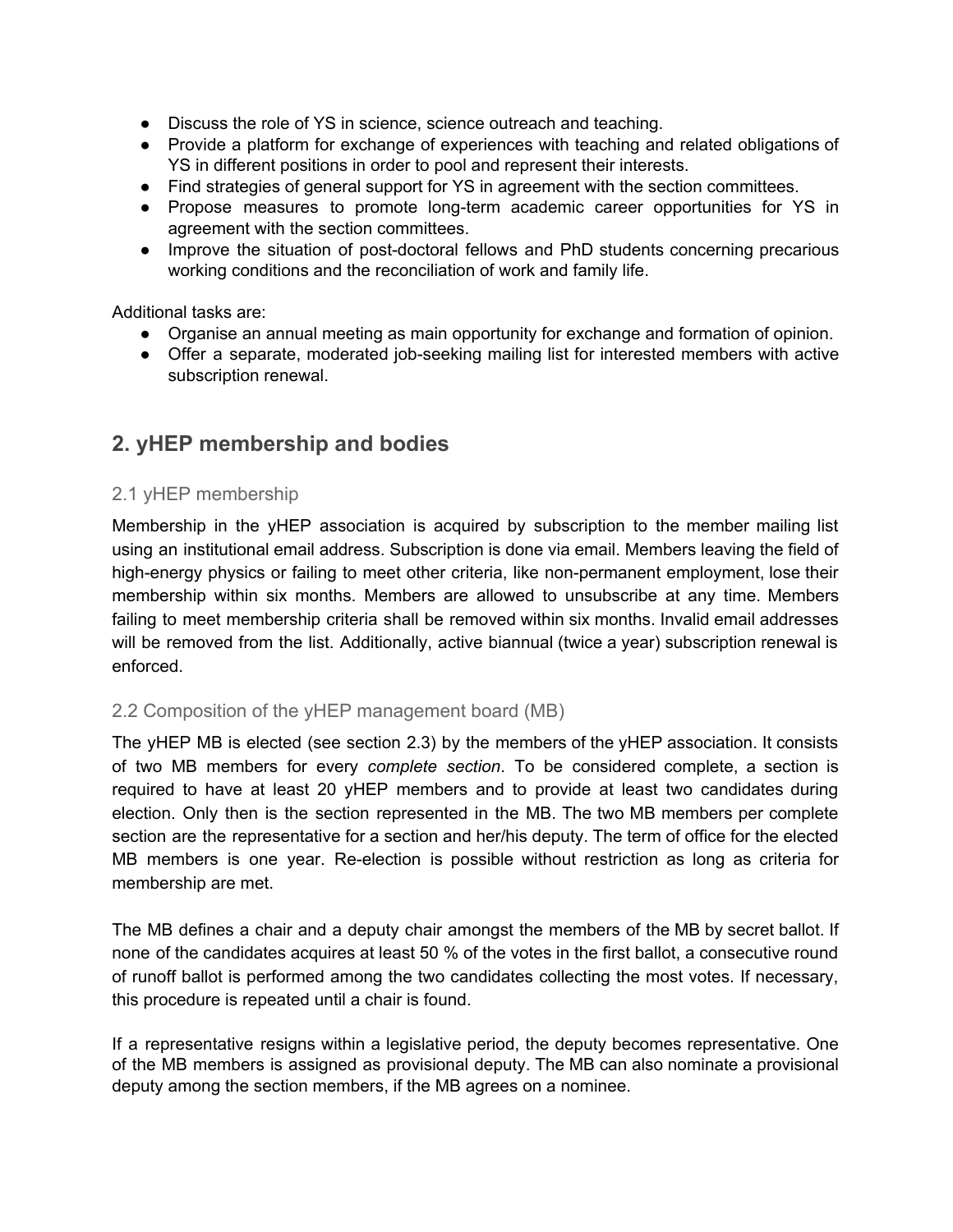- Discuss the role of YS in science, science outreach and teaching.
- Provide a platform for exchange of experiences with teaching and related obligations of YS in different positions in order to pool and represent their interests.
- Find strategies of general support for YS in agreement with the section committees.
- Propose measures to promote long-term academic career opportunities for YS in agreement with the section committees.
- Improve the situation of post-doctoral fellows and PhD students concerning precarious working conditions and the reconciliation of work and family life.

Additional tasks are:

- Organise an annual meeting as main opportunity for exchange and formation of opinion.
- Offer a separate, moderated job-seeking mailing list for interested members with active subscription renewal.

## 2. yHEP membership and bodies

### 2.1 yHEP membership

Membership in the yHEP association is acquired by subscription to the member mailing list using an institutional email address. Subscription is done via email. Members leaving the field of high-energy physics or failing to meet other criteria, like non-permanent employment, lose their membership within six months. Members are allowed to unsubscribe at any time. Members failing to meet membership criteria shall be removed within six months. Invalid email addresses will be removed from the list. Additionally, active biannual (twice a year) subscription renewal is enforced.

### 2.2 Composition of the yHEP management board (MB)

The yHEP MB is elected (see section 2.3) by the members of the yHEP association. It consists of two MB members for every *complete section*. To be considered complete, a section is required to have at least 20 yHEP members and to provide at least two candidates during election. Only then is the section represented in the MB. The two MB members per complete section are the representative for a section and her/his deputy. The term of office for the elected MB members is one year. Re-election is possible without restriction as long as criteria for membership are met.

The MB defines a chair and a deputy chair amongst the members of the MB by secret ballot. If none of the candidates acquires at least 50 % of the votes in the first ballot, a consecutive round of runoff ballot is performed among the two candidates collecting the most votes. If necessary, this procedure is repeated until a chair is found.

If a representative resigns within a legislative period, the deputy becomes representative. One of the MB members is assigned as provisional deputy. The MB can also nominate a provisional deputy among the section members, if the MB agrees on a nominee.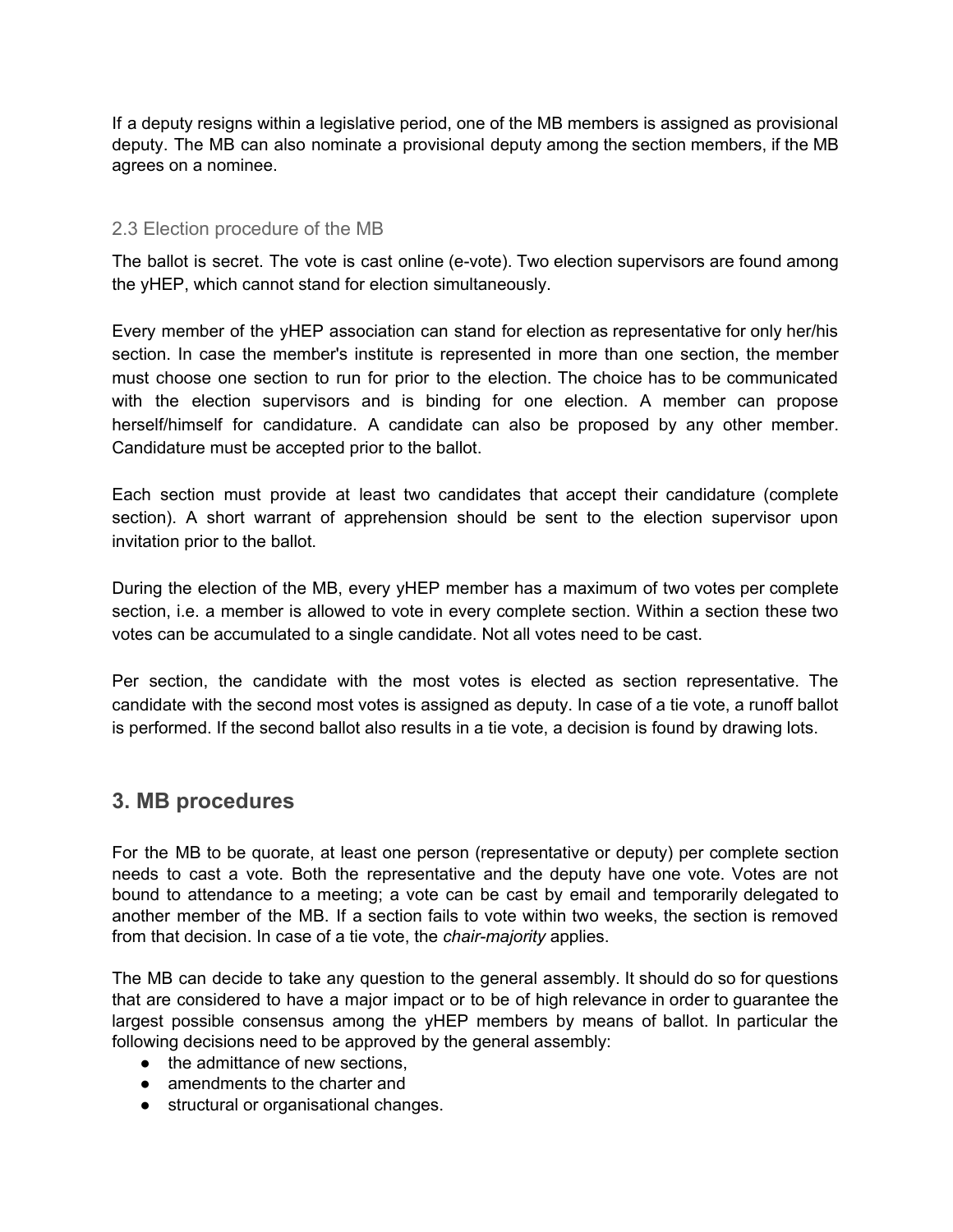If a deputy resigns within a legislative period, one of the MB members is assigned as provisional deputy. The MB can also nominate a provisional deputy among the section members, if the MB agrees on a nominee.

### 2.3 Election procedure of the MB

The ballot is secret. The vote is cast online (e-vote). Two election supervisors are found among the yHEP, which cannot stand for election simultaneously.

Every member of the yHEP association can stand for election as representative for only her/his section. In case the member's institute is represented in more than one section, the member must choose one section to run for prior to the election. The choice has to be communicated with the election supervisors and is binding for one election. A member can propose herself/himself for candidature. A candidate can also be proposed by any other member. Candidature must be accepted prior to the ballot.

Each section must provide at least two candidates that accept their candidature (complete section). A short warrant of apprehension should be sent to the election supervisor upon invitation prior to the ballot.

During the election of the MB, every yHEP member has a maximum of two votes per complete section, i.e. a member is allowed to vote in every complete section. Within a section these two votes can be accumulated to a single candidate. Not all votes need to be cast.

Per section, the candidate with the most votes is elected as section representative. The candidate with the second most votes is assigned as deputy. In case of a tie vote, a runoff ballot is performed. If the second ballot also results in a tie vote, a decision is found by drawing lots.

## 3. MB procedures

For the MB to be quorate, at least one person (representative or deputy) per complete section needs to cast a vote. Both the representative and the deputy have one vote. Votes are not bound to attendance to a meeting; a vote can be cast by email and temporarily delegated to another member of the MB. If a section fails to vote within two weeks, the section is removed from that decision. In case of a tie vote, the *chair-majority* applies.

The MB can decide to take any question to the general assembly. It should do so for questions that are considered to have a major impact or to be of high relevance in order to guarantee the largest possible consensus among the yHEP members by means of ballot. In particular the following decisions need to be approved by the general assembly:

- the admittance of new sections,
- amendments to the charter and
- structural or organisational changes.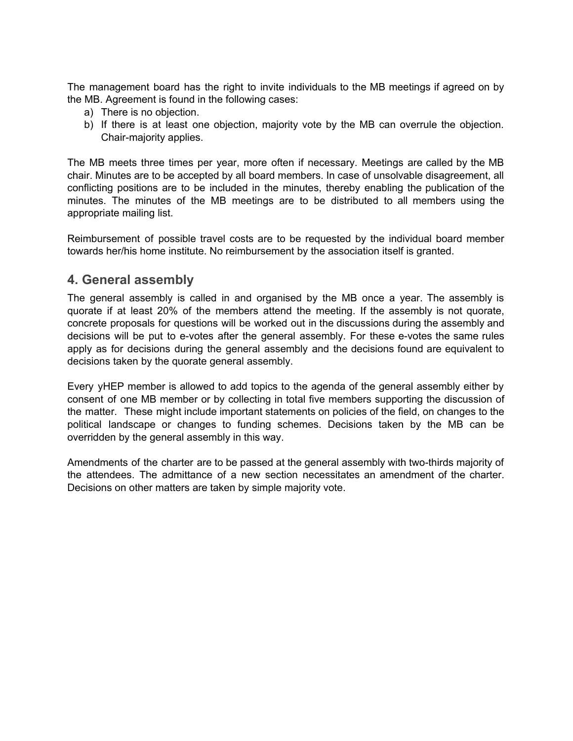The management board has the right to invite individuals to the MB meetings if agreed on by the MB. Agreement is found in the following cases:

a) There is no objection.
b) If there is at least one objection, majority vote by the MB can overrule the objection. Chair-majority applies.

The MB meets three times per year, more often if necessary. Meetings are called by the MB chair. Minutes are to be accepted by all board members. In case of unsolvable disagreement, all conflicting positions are to be included in the minutes, thereby enabling the publication of the minutes. The minutes of the MB meetings are to be distributed to all members using the appropriate mailing list.

Reimbursement of possible travel costs are to be requested by the individual board member towards her/his home institute. No reimbursement by the association itself is granted.

## 4. General assembly

The general assembly is called in and organised by the MB once a year. The assembly is quorate if at least 20% of the members attend the meeting. If the assembly is not quorate, concrete proposals for questions will be worked out in the discussions during the assembly and decisions will be put to e-votes after the general assembly. For these e-votes the same rules apply as for decisions during the general assembly and the decisions found are equivalent to decisions taken by the quorate general assembly.

Every yHEP member is allowed to add topics to the agenda of the general assembly either by consent of one MB member or by collecting in total five members supporting the discussion of the matter. These might include important statements on policies of the field, on changes to the political landscape or changes to funding schemes. Decisions taken by the MB can be overridden by the general assembly in this way.

Amendments of the charter are to be passed at the general assembly with two-thirds majority of the attendees. The admittance of a new section necessitates an amendment of the charter. Decisions on other matters are taken by simple majority vote.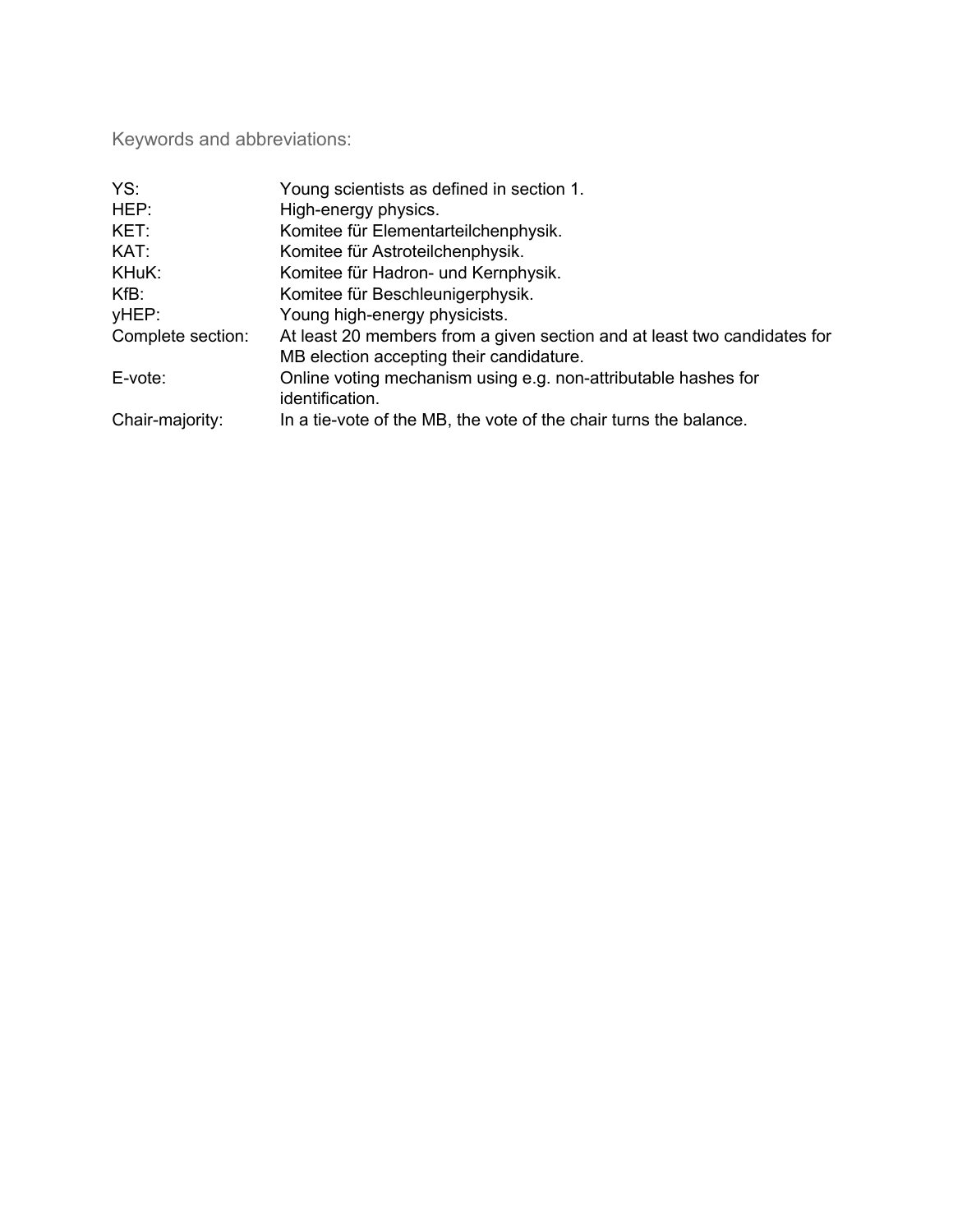## Keywords and abbreviations:

| | |
|---|---|
| YS: | Young scientists as defined in section 1. |
| HEP: | High-energy physics. |
| KET: | Komitee für Elementarteilchenphysik. |
| KAT: | Komitee für Astroteilchenphysik. |
| KHuK: | Komitee für Hadron- und Kernphysik. |
| KfB: | Komitee für Beschleunigerphysik. |
| yHEP: | Young high-energy physicists. |
| Complete section: | At least 20 members from a given section and at least two candidates for MB election accepting their candidature. |
| E-vote: | Online voting mechanism using e.g. non-attributable hashes for identification. |
| Chair-majority: | In a tie-vote of the MB, the vote of the chair turns the balance. |